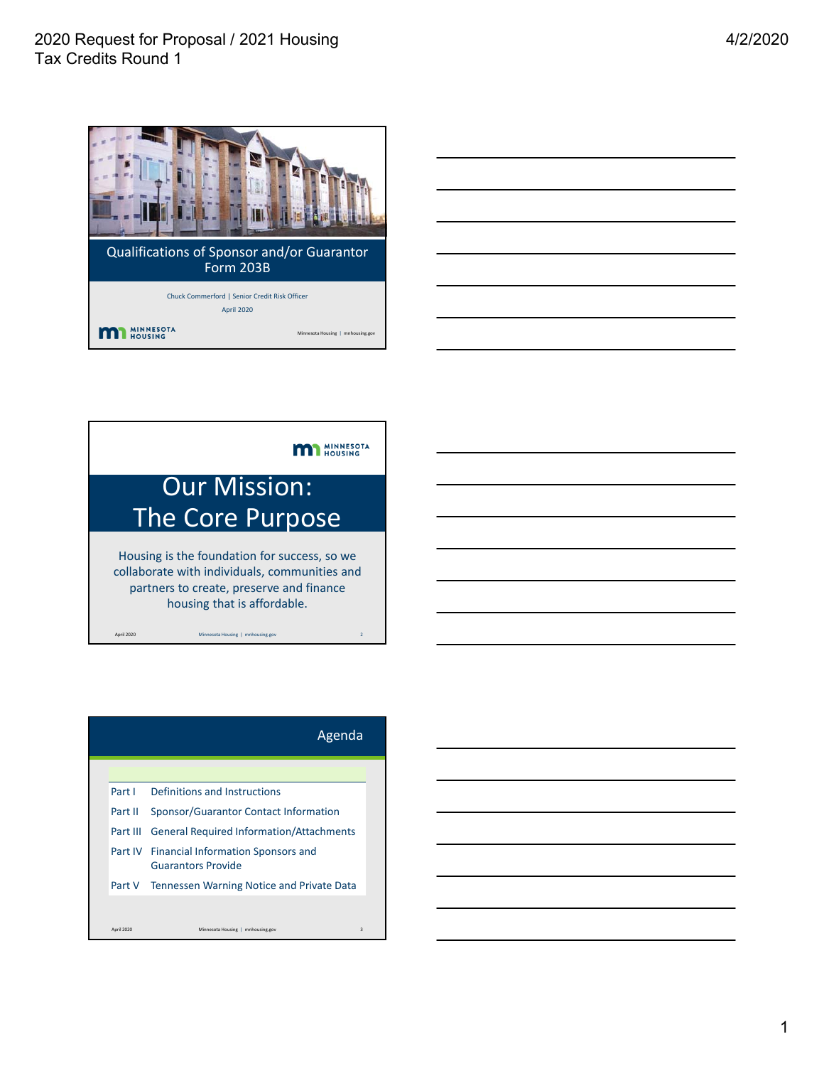# Qualifications of Sponsor and/or Guarantor Form 203B

Chuck Commerford | Senior Credit Risk Officer

April 2020

MINNESOTA HOUSING

Minnesota Housing | mnhousing.gov

---

MINNESOTA HOUSING

## Our Mission: The Core Purpose

Housing is the foundation for success, so we collaborate with individuals, communities and partners to create, preserve and finance housing that is affordable.

---

## Agenda

| | |
|---|---|
| Part I | Definitions and Instructions |
| Part II | Sponsor/Guarantor Contact Information |
| Part III | General Required Information/Attachments |
| Part IV | Financial Information Sponsors and Guarantors Provide |
| Part V | Tennessen Warning Notice and Private Data |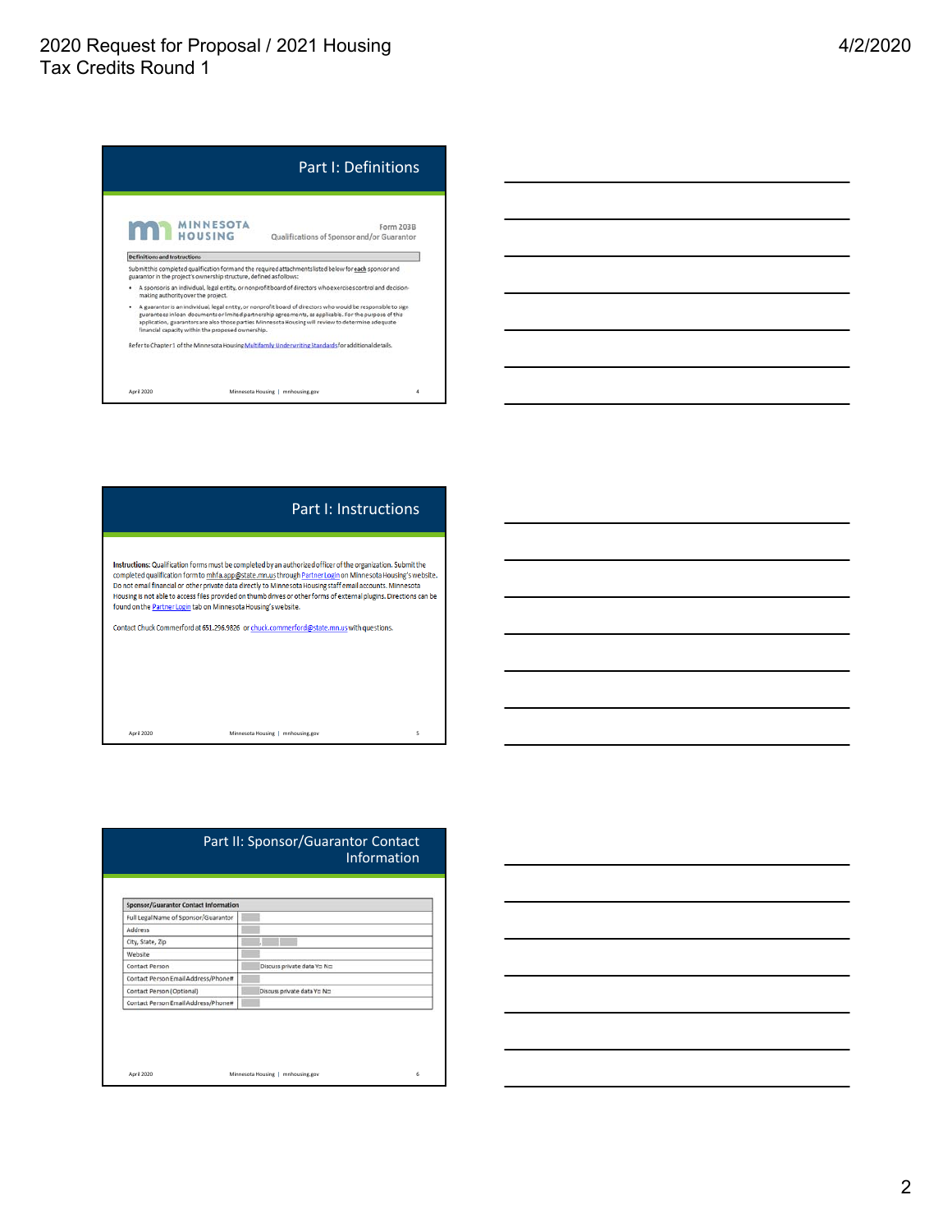## Part I: Definitions

MINNESOTA HOUSING

Form 203B

Qualifications of Sponsor and/or Guarantor

**Definitions and Instructions**

Submit this completed qualification form and the required attachments listed below for **each** sponsor and guarantor in the project's ownership structure, defined as follows:

- A sponsor is an individual, legal entity, or nonprofit board of directors who exercises control and decision-making authority over the project.
- A guarantor is an individual, legal entity, or nonprofit board of directors who would be responsible to sign guarantees in loan documents or limited partnership agreements, as applicable. For the purpose of the application, guarantors are also those parties Minnesota Housing will review to determine adequate financial capacity within the proposed ownership.

Refer to Chapter 1 of the Minnesota Housing Multifamily Underwriting Standards for additional details.

April 2020 Minnesota Housing | mnhousing.gov 4

## Part I: Instructions

**Instructions:** Qualification forms must be completed by an authorized officer of the organization. Submit the completed qualification form to mhfa.app@state.mn.us through PartnerLogin on Minnesota Housing's website. Do not email financial or other private data directly to Minnesota Housing staff email accounts. Minnesota Housing is not able to access files provided on thumb drives or other forms of external plugins. Directions can be found on the Partner Login tab on Minnesota Housing's website.

Contact Chuck Commerford at 651.296.9826 or chuck.commerford@state.mn.us with questions.

April 2020 Minnesota Housing | mnhousing.gov 5

## Part II: Sponsor/Guarantor Contact Information

| Sponsor/Guarantor Contact Information | |
|---|---|
| Full Legal Name of Sponsor/Guarantor | |
| Address | |
| City, State, Zip | |
| Website | |
| Contact Person | Discuss private data Y☐ N☐ |
| Contact Person Email Address/Phone# | |
| Contact Person (Optional) | Discuss private data Y☐ N☐ |
| Contact Person Email Address/Phone# | |

April 2020 Minnesota Housing | mnhousing.gov 6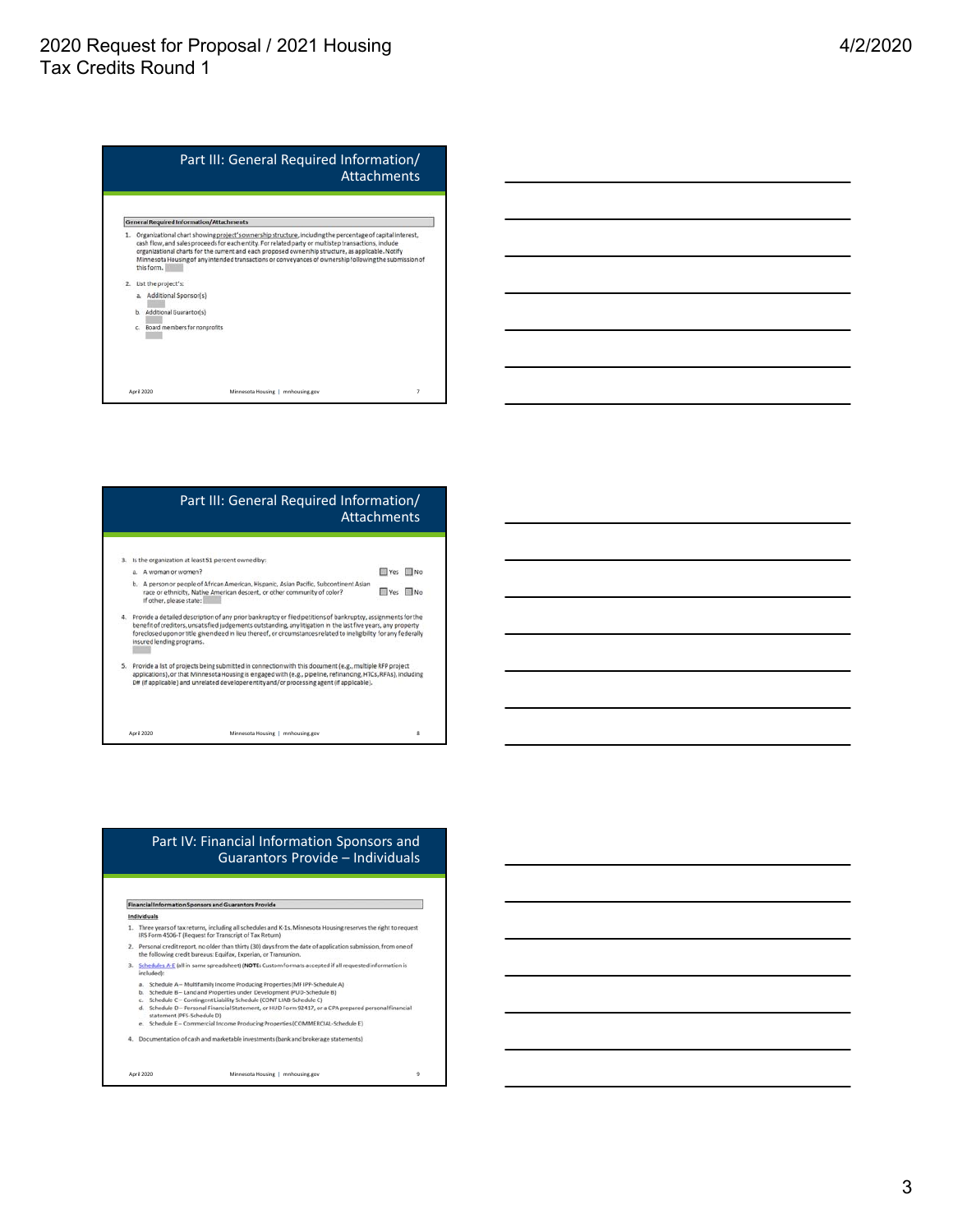## Part III: General Required Information/ Attachments

**General Required Information/Attachments**

1. Organizational chart showing project's ownership structure, including the percentage of capital interest, cash flow, and sales proceeds for each entity. For related party or multistep transactions, include organizational charts for the current and each proposed ownership structure, as applicable. Notify Minnesota Housing of any intended transactions or conveyances of ownership following the submission of this form.
2. List the project's:
   a. Additional Sponsor(s)
   b. Additional Guarantor(s)
   c. Board members for nonprofits

## Part III: General Required Information/ Attachments

3. Is the organization at least 51 percent owned by:
   a. A woman or women? ☐ Yes ☐ No
   b. A person or people of African American, Hispanic, Asian Pacific, Subcontinent Asian race or ethnicity, Native American descent, or other community of color? ☐ Yes ☐ No
      If other, please state:
4. Provide a detailed description of any prior bankruptcy or filed petitions of bankruptcy, assignments for the benefit of creditors, unsatisfied judgements outstanding, any litigation in the last five years, any property foreclosed upon or title given deed in lieu thereof, or circumstances related to ineligibility for any federally insured lending programs.
5. Provide a list of projects being submitted in connection with this document (e.g., multiple RFP project applications), or that Minnesota Housing is engaged with (e.g., pipeline, refinancing, HTCs, RFAs), including D# (if applicable) and unrelated developer entity and/or processing agent (if applicable).

## Part IV: Financial Information Sponsors and Guarantors Provide – Individuals

**Financial Information Sponsors and Guarantors Provide**

**Individuals**

1. Three years of tax returns, including all schedules and K-1s. Minnesota Housing reserves the right to request IRS Form 4506-T (Request for Transcript of Tax Return)
2. Personal credit report, no older than thirty (30) days from the date of application submission, from one of the following credit bureaus: Equifax, Experian, or Transunion.
3. Schedules A-E (all in same spreadsheet) (**NOTE:** Custom formats accepted if all requested information is included):
   a. Schedule A – Multifamily Income Producing Properties (MF IPP-Schedule A)
   b. Schedule B – Land and Properties under Development (PUD-Schedule B)
   c. Schedule C – Contingent Liability Schedule (CONT LIAB Schedule C)
   d. Schedule D – Personal Financial Statement, or HUD Form 92417, or a CPA prepared personal financial statement (PFS-Schedule D)
   e. Schedule E – Commercial Income Producing Properties (COMMERCIAL-Schedule E)
4. Documentation of cash and marketable investments (bank and brokerage statements)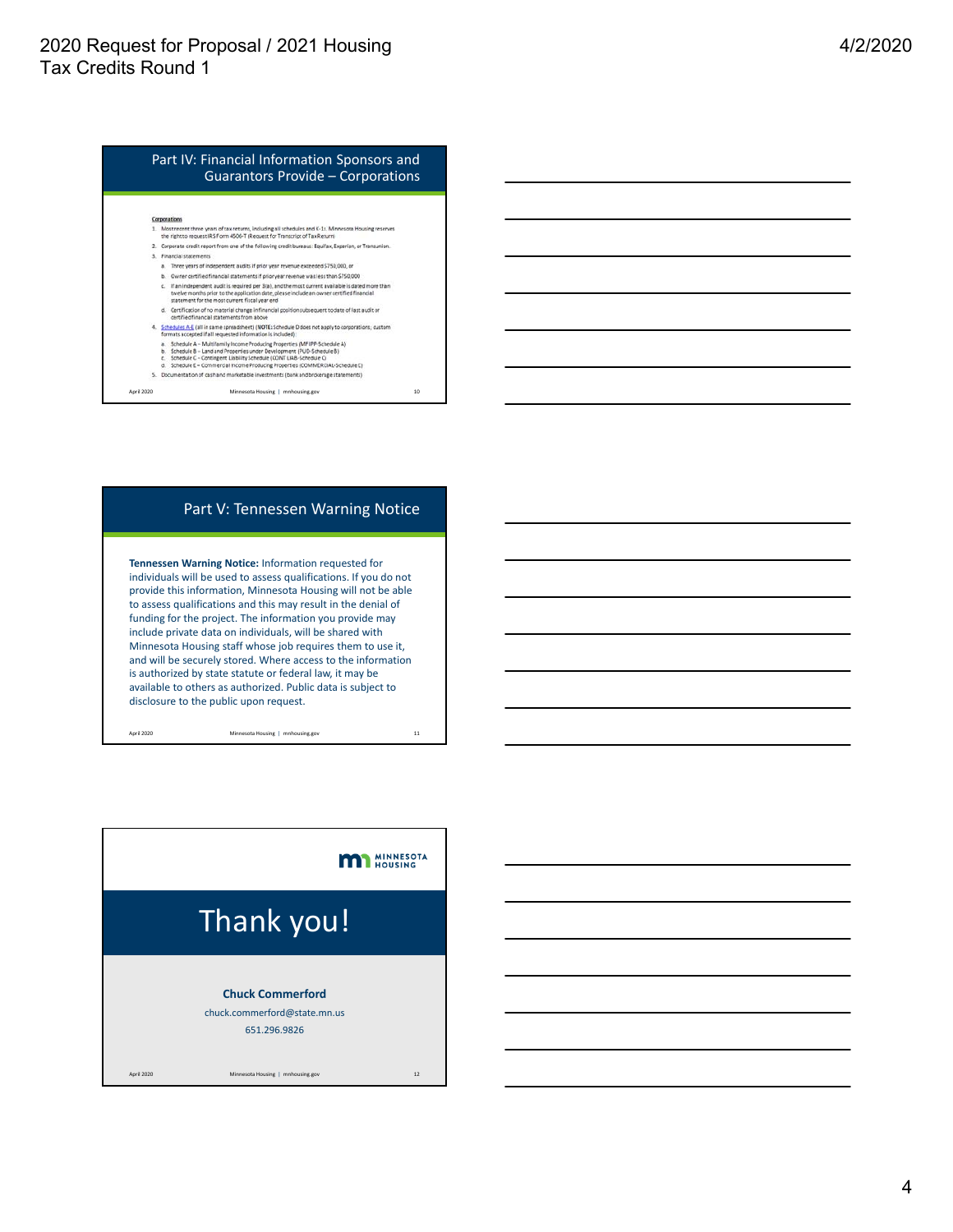## Part IV: Financial Information Sponsors and Guarantors Provide – Corporations

**Corporations**

1. Most recent three years of tax returns, including all schedules and K-1s. Minnesota Housing reserves the right to request IRS Form 4506-T (Request for Transcript of Tax Return)
2. Corporate credit report from one of the following credit bureaus: Equifax, Experian, or Transunion.
3. Financial statements
   a. Three years of independent audits if prior year revenue exceeded $750,000, or
   b. Owner certified financial statements if prior year revenue was less than $750,000
   c. If an independent audit is required per 3(a), and the most current available is dated more than twelve months prior to the application date, please include an owner certified financial statement for the most current fiscal year end
   d. Certification of no material change in financial position subsequent to date of last audit or certified financial statements from above
4. Schedules A-E (all in same spreadsheet) (**NOTE:** Schedule D does not apply to corporations; custom formats accepted if all requested information is included)
   a. Schedule A – Multifamily Income Producing Properties (MFIPP-Schedule A)
   b. Schedule B – Land and Properties under Development (PUD-Schedule B)
   c. Schedule C – Contingent Liability Schedule (CONT LIAB-Schedule C)
   d. Schedule E – Commercial Income Producing Properties (COMMERCIAL-Schedule E)
5. Documentation of cash and marketable investments (bank and brokerage statements)

April 2020 Minnesota Housing | mnhousing.gov 10

## Part V: Tennessen Warning Notice

**Tennessen Warning Notice:** Information requested for individuals will be used to assess qualifications. If you do not provide this information, Minnesota Housing will not be able to assess qualifications and this may result in the denial of funding for the project. The information you provide may include private data on individuals, will be shared with Minnesota Housing staff whose job requires them to use it, and will be securely stored. Where access to the information is authorized by state statute or federal law, it may be available to others as authorized. Public data is subject to disclosure to the public upon request.

April 2020 Minnesota Housing | mnhousing.gov 11

MINNESOTA HOUSING

# Thank you!

**Chuck Commerford**

chuck.commerford@state.mn.us

651.296.9826

April 2020 Minnesota Housing | mnhousing.gov 12